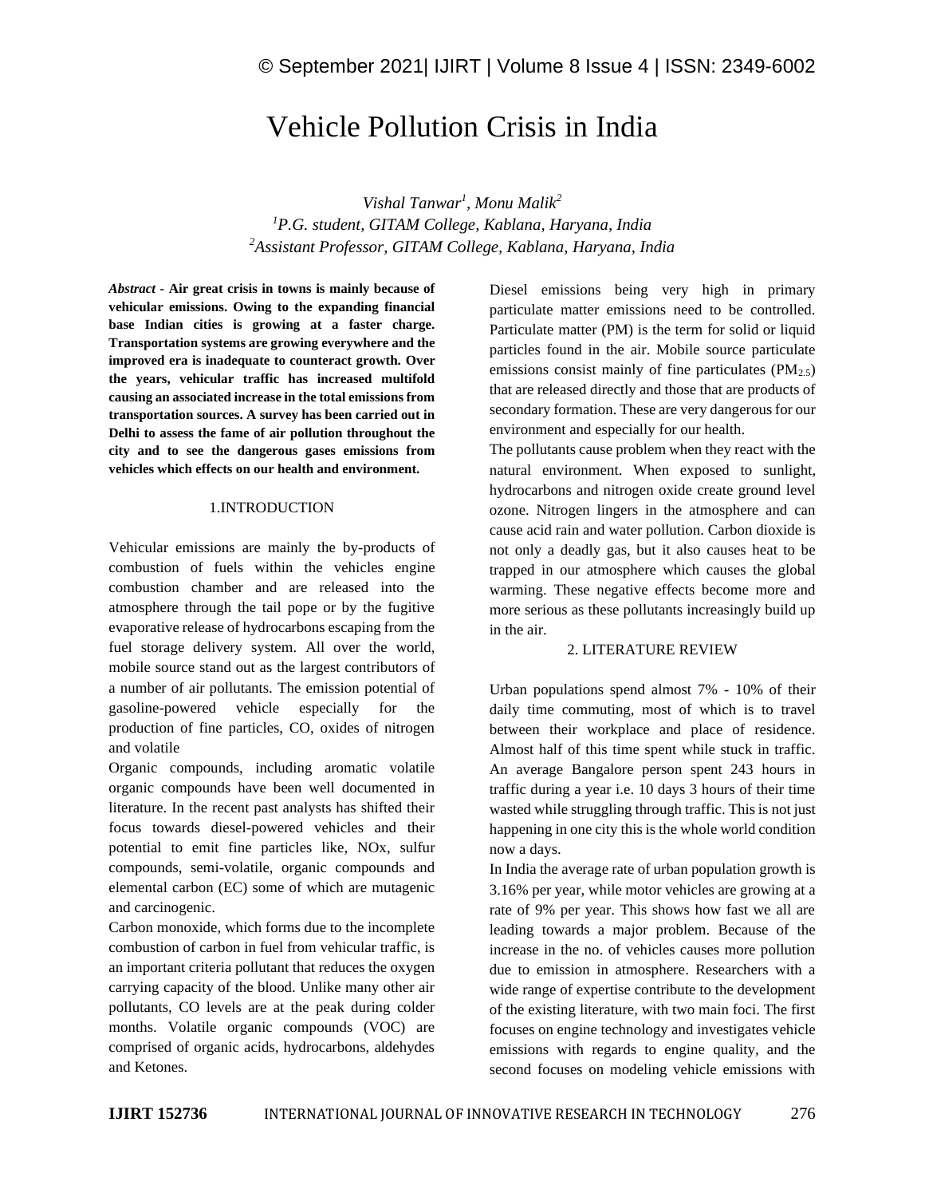# Vehicle Pollution Crisis in India

*Vishal Tanwar[1], Monu Malik[2]*

*[1]P.G. student, GITAM College, Kablana, Haryana, India*

*[2]Assistant Professor, GITAM College, Kablana, Haryana, India*

***Abstract* - Air great crisis in towns is mainly because of vehicular emissions. Owing to the expanding financial base Indian cities is growing at a faster charge. Transportation systems are growing everywhere and the improved era is inadequate to counteract growth. Over the years, vehicular traffic has increased multifold causing an associated increase in the total emissions from transportation sources. A survey has been carried out in Delhi to assess the fame of air pollution throughout the city and to see the dangerous gases emissions from vehicles which effects on our health and environment.**

## 1.INTRODUCTION

Vehicular emissions are mainly the by-products of combustion of fuels within the vehicles engine combustion chamber and are released into the atmosphere through the tail pope or by the fugitive evaporative release of hydrocarbons escaping from the fuel storage delivery system. All over the world, mobile source stand out as the largest contributors of a number of air pollutants. The emission potential of gasoline-powered vehicle especially for the production of fine particles, CO, oxides of nitrogen and volatile

Organic compounds, including aromatic volatile organic compounds have been well documented in literature. In the recent past analysts has shifted their focus towards diesel-powered vehicles and their potential to emit fine particles like, NOx, sulfur compounds, semi-volatile, organic compounds and elemental carbon (EC) some of which are mutagenic and carcinogenic.

Carbon monoxide, which forms due to the incomplete combustion of carbon in fuel from vehicular traffic, is an important criteria pollutant that reduces the oxygen carrying capacity of the blood. Unlike many other air pollutants, CO levels are at the peak during colder months. Volatile organic compounds (VOC) are comprised of organic acids, hydrocarbons, aldehydes and Ketones.

Diesel emissions being very high in primary particulate matter emissions need to be controlled. Particulate matter (PM) is the term for solid or liquid particles found in the air. Mobile source particulate emissions consist mainly of fine particulates ($PM_{2.5}$) that are released directly and those that are products of secondary formation. These are very dangerous for our environment and especially for our health.

The pollutants cause problem when they react with the natural environment. When exposed to sunlight, hydrocarbons and nitrogen oxide create ground level ozone. Nitrogen lingers in the atmosphere and can cause acid rain and water pollution. Carbon dioxide is not only a deadly gas, but it also causes heat to be trapped in our atmosphere which causes the global warming. These negative effects become more and more serious as these pollutants increasingly build up in the air.

## 2. LITERATURE REVIEW

Urban populations spend almost 7% - 10% of their daily time commuting, most of which is to travel between their workplace and place of residence. Almost half of this time spent while stuck in traffic. An average Bangalore person spent 243 hours in traffic during a year i.e. 10 days 3 hours of their time wasted while struggling through traffic. This is not just happening in one city this is the whole world condition now a days.

In India the average rate of urban population growth is 3.16% per year, while motor vehicles are growing at a rate of 9% per year. This shows how fast we all are leading towards a major problem. Because of the increase in the no. of vehicles causes more pollution due to emission in atmosphere. Researchers with a wide range of expertise contribute to the development of the existing literature, with two main foci. The first focuses on engine technology and investigates vehicle emissions with regards to engine quality, and the second focuses on modeling vehicle emissions with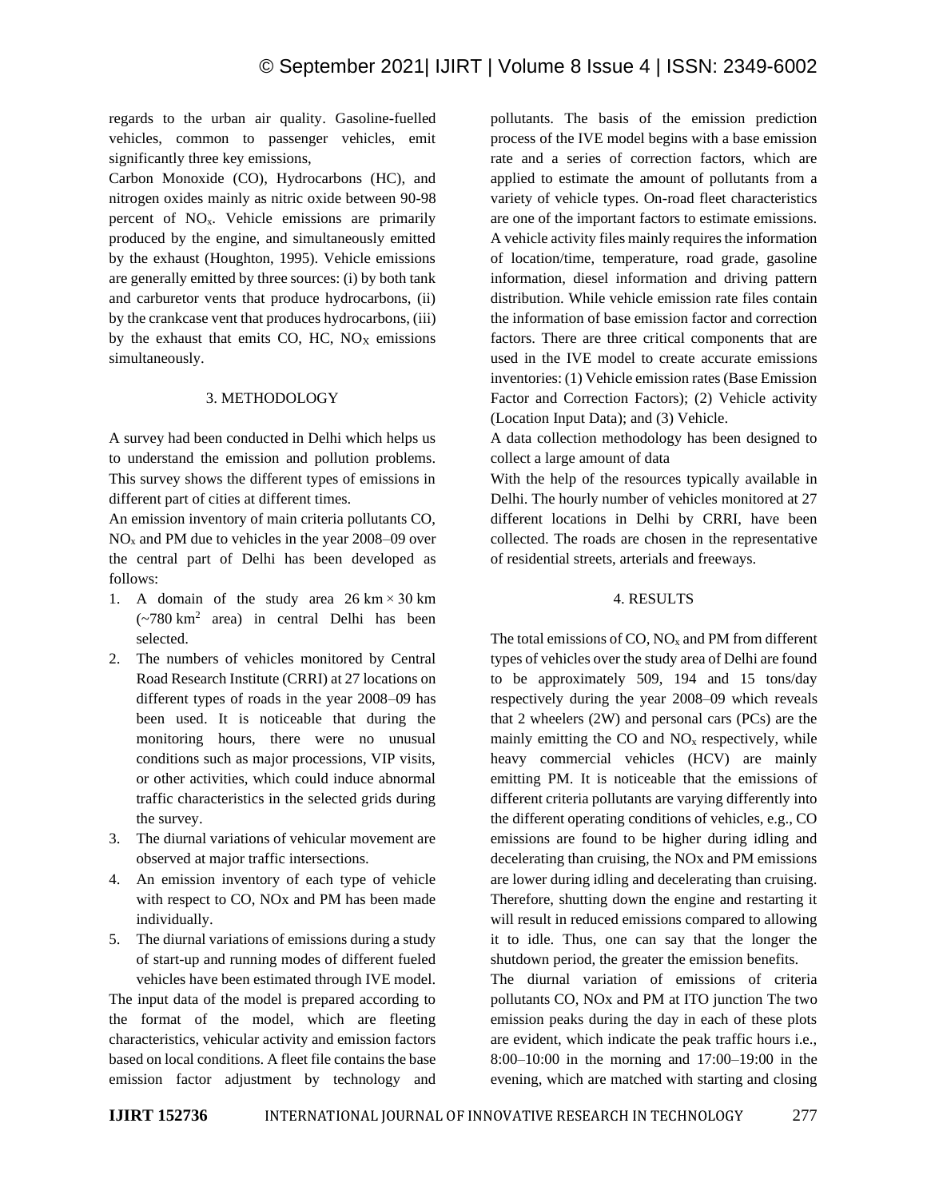regards to the urban air quality. Gasoline-fuelled vehicles, common to passenger vehicles, emit significantly three key emissions,

Carbon Monoxide (CO), Hydrocarbons (HC), and nitrogen oxides mainly as nitric oxide between 90-98 percent of $NO_x$. Vehicle emissions are primarily produced by the engine, and simultaneously emitted by the exhaust (Houghton, 1995). Vehicle emissions are generally emitted by three sources: (i) by both tank and carburetor vents that produce hydrocarbons, (ii) by the crankcase vent that produces hydrocarbons, (iii) by the exhaust that emits CO, HC, $NO_X$ emissions simultaneously.

## 3. METHODOLOGY

A survey had been conducted in Delhi which helps us to understand the emission and pollution problems. This survey shows the different types of emissions in different part of cities at different times.

An emission inventory of main criteria pollutants CO, $NO_x$ and PM due to vehicles in the year 2008–09 over the central part of Delhi has been developed as follows:

1. A domain of the study area 26 km × 30 km (~780 km$^2$ area) in central Delhi has been selected.
2. The numbers of vehicles monitored by Central Road Research Institute (CRRI) at 27 locations on different types of roads in the year 2008–09 has been used. It is noticeable that during the monitoring hours, there were no unusual conditions such as major processions, VIP visits, or other activities, which could induce abnormal traffic characteristics in the selected grids during the survey.
3. The diurnal variations of vehicular movement are observed at major traffic intersections.
4. An emission inventory of each type of vehicle with respect to CO, NOx and PM has been made individually.
5. The diurnal variations of emissions during a study of start-up and running modes of different fueled vehicles have been estimated through IVE model.

The input data of the model is prepared according to the format of the model, which are fleeting characteristics, vehicular activity and emission factors based on local conditions. A fleet file contains the base emission factor adjustment by technology and pollutants. The basis of the emission prediction process of the IVE model begins with a base emission rate and a series of correction factors, which are applied to estimate the amount of pollutants from a variety of vehicle types. On-road fleet characteristics are one of the important factors to estimate emissions. A vehicle activity files mainly requires the information of location/time, temperature, road grade, gasoline information, diesel information and driving pattern distribution. While vehicle emission rate files contain the information of base emission factor and correction factors. There are three critical components that are used in the IVE model to create accurate emissions inventories: (1) Vehicle emission rates (Base Emission Factor and Correction Factors); (2) Vehicle activity (Location Input Data); and (3) Vehicle.

A data collection methodology has been designed to collect a large amount of data

With the help of the resources typically available in Delhi. The hourly number of vehicles monitored at 27 different locations in Delhi by CRRI, have been collected. The roads are chosen in the representative of residential streets, arterials and freeways.

## 4. RESULTS

The total emissions of CO, $NO_x$ and PM from different types of vehicles over the study area of Delhi are found to be approximately 509, 194 and 15 tons/day respectively during the year 2008–09 which reveals that 2 wheelers (2W) and personal cars (PCs) are the mainly emitting the CO and $NO_x$ respectively, while heavy commercial vehicles (HCV) are mainly emitting PM. It is noticeable that the emissions of different criteria pollutants are varying differently into the different operating conditions of vehicles, e.g., CO emissions are found to be higher during idling and decelerating than cruising, the NOx and PM emissions are lower during idling and decelerating than cruising. Therefore, shutting down the engine and restarting it will result in reduced emissions compared to allowing it to idle. Thus, one can say that the longer the shutdown period, the greater the emission benefits.

The diurnal variation of emissions of criteria pollutants CO, NOx and PM at ITO junction The two emission peaks during the day in each of these plots are evident, which indicate the peak traffic hours i.e., 8:00–10:00 in the morning and 17:00–19:00 in the evening, which are matched with starting and closing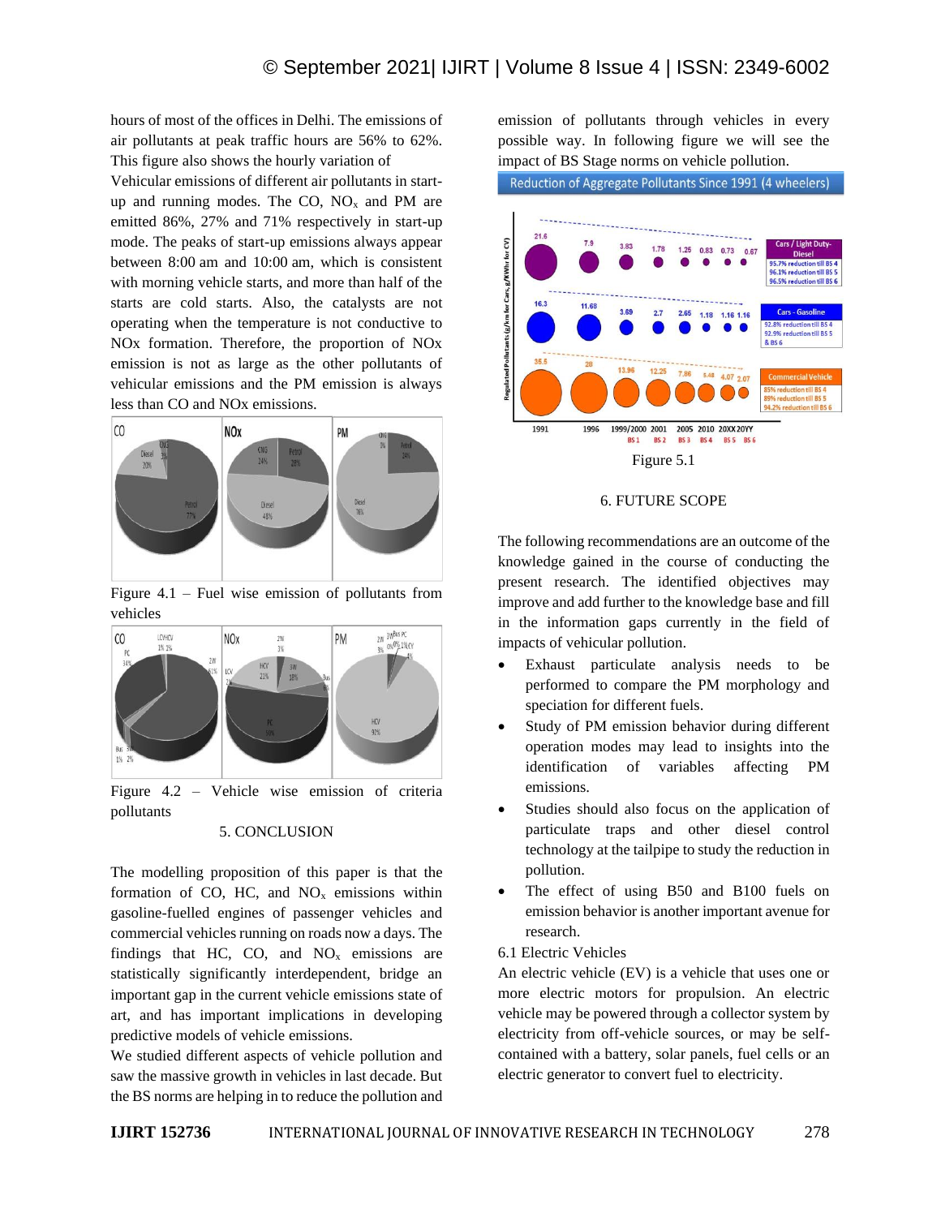hours of most of the offices in Delhi. The emissions of air pollutants at peak traffic hours are 56% to 62%. This figure also shows the hourly variation of Vehicular emissions of different air pollutants in start-up and running modes. The CO, $NO_x$ and PM are emitted 86%, 27% and 71% respectively in start-up mode. The peaks of start-up emissions always appear between 8:00 am and 10:00 am, which is consistent with morning vehicle starts, and more than half of the starts are cold starts. Also, the catalysts are not operating when the temperature is not conductive to NOx formation. Therefore, the proportion of NOx emission is not as large as the other pollutants of vehicular emissions and the PM emission is always less than CO and NOx emissions.

Figure 4.1 – Fuel wise emission of pollutants from vehicles

Figure 4.2 – Vehicle wise emission of criteria pollutants

## 5. CONCLUSION

The modelling proposition of this paper is that the formation of CO, HC, and $NO_x$ emissions within gasoline-fuelled engines of passenger vehicles and commercial vehicles running on roads now a days. The findings that HC, CO, and $NO_x$ emissions are statistically significantly interdependent, bridge an important gap in the current vehicle emissions state of art, and has important implications in developing predictive models of vehicle emissions.

We studied different aspects of vehicle pollution and saw the massive growth in vehicles in last decade. But the BS norms are helping in to reduce the pollution and emission of pollutants through vehicles in every possible way. In following figure we will see the impact of BS Stage norms on vehicle pollution.

Figure 5.1

## 6. FUTURE SCOPE

The following recommendations are an outcome of the knowledge gained in the course of conducting the present research. The identified objectives may improve and add further to the knowledge base and fill in the information gaps currently in the field of impacts of vehicular pollution.

- Exhaust particulate analysis needs to be performed to compare the PM morphology and speciation for different fuels.
- Study of PM emission behavior during different operation modes may lead to insights into the identification of variables affecting PM emissions.
- Studies should also focus on the application of particulate traps and other diesel control technology at the tailpipe to study the reduction in pollution.
- The effect of using B50 and B100 fuels on emission behavior is another important avenue for research.

### 6.1 Electric Vehicles

An electric vehicle (EV) is a vehicle that uses one or more electric motors for propulsion. An electric vehicle may be powered through a collector system by electricity from off-vehicle sources, or may be self-contained with a battery, solar panels, fuel cells or an electric generator to convert fuel to electricity.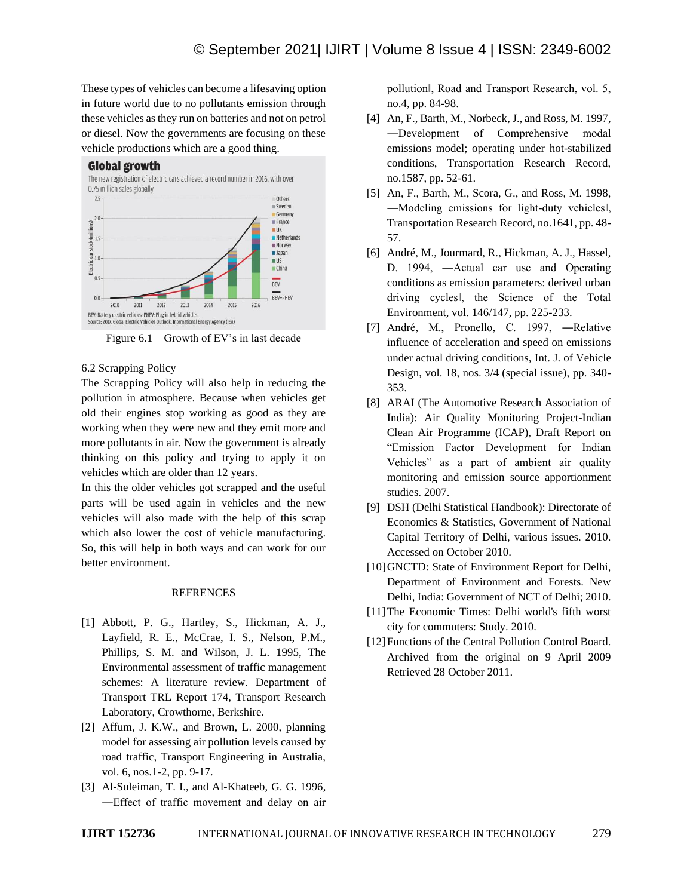These types of vehicles can become a lifesaving option in future world due to no pollutants emission through these vehicles as they run on batteries and not on petrol or diesel. Now the governments are focusing on these vehicle productions which are a good thing.

**Global growth**

The new registration of electric cars achieved a record number in 2016, with over 0.75 million sales globally

Electric car stock (millions)

2.5
2.0
1.5
1.0
0.5
0.0

2010 2011 2012 2013 2014 2015 2016

Others
Sweden
Germany
France
UK
Netherlands
Norway
Japan
US
China
BEV
BEV+PHEV

BEV: Battery electric vehicles; PHEV: Plug-in hybrid vehicles
Source: 2017, Global Electric Vehicles Outlook, International Energy Agency (IEA)

Figure 6.1 – Growth of EV's in last decade

6.2 Scrapping Policy

The Scrapping Policy will also help in reducing the pollution in atmosphere. Because when vehicles get old their engines stop working as good as they are working when they were new and they emit more and more pollutants in air. Now the government is already thinking on this policy and trying to apply it on vehicles which are older than 12 years.

In this the older vehicles got scrapped and the useful parts will be used again in vehicles and the new vehicles will also made with the help of this scrap which also lower the cost of vehicle manufacturing. So, this will help in both ways and can work for our better environment.

## REFRENCES

[1] Abbott, P. G., Hartley, S., Hickman, A. J., Layfield, R. E., McCrae, I. S., Nelson, P.M., Phillips, S. M. and Wilson, J. L. 1995, The Environmental assessment of traffic management schemes: A literature review. Department of Transport TRL Report 174, Transport Research Laboratory, Crowthorne, Berkshire.

[2] Affum, J. K.W., and Brown, L. 2000, planning model for assessing air pollution levels caused by road traffic, Transport Engineering in Australia, vol. 6, nos.1-2, pp. 9-17.

[3] Al-Suleiman, T. I., and Al-Khateeb, G. G. 1996, ―Effect of traffic movement and delay on air pollution‖, Road and Transport Research, vol. 5, no.4, pp. 84-98.

[4] An, F., Barth, M., Norbeck, J., and Ross, M. 1997, ―Development of Comprehensive modal emissions model; operating under hot-stabilized conditions, Transportation Research Record, no.1587, pp. 52-61.

[5] An, F., Barth, M., Scora, G., and Ross, M. 1998, ―Modeling emissions for light-duty vehicles‖, Transportation Research Record, no.1641, pp. 48-57.

[6] André, M., Jourmard, R., Hickman, A. J., Hassel, D. 1994, ―Actual car use and Operating conditions as emission parameters: derived urban driving cycles‖, the Science of the Total Environment, vol. 146/147, pp. 225-233.

[7] André, M., Pronello, C. 1997, ―Relative influence of acceleration and speed on emissions under actual driving conditions, Int. J. of Vehicle Design, vol. 18, nos. 3/4 (special issue), pp. 340-353.

[8] ARAI (The Automotive Research Association of India): Air Quality Monitoring Project-Indian Clean Air Programme (ICAP), Draft Report on "Emission Factor Development for Indian Vehicles" as a part of ambient air quality monitoring and emission source apportionment studies. 2007.

[9] DSH (Delhi Statistical Handbook): Directorate of Economics & Statistics, Government of National Capital Territory of Delhi, various issues. 2010. Accessed on October 2010.

[10] GNCTD: State of Environment Report for Delhi, Department of Environment and Forests. New Delhi, India: Government of NCT of Delhi; 2010.

[11] The Economic Times: Delhi world's fifth worst city for commuters: Study. 2010.

[12] Functions of the Central Pollution Control Board. Archived from the original on 9 April 2009 Retrieved 28 October 2011.